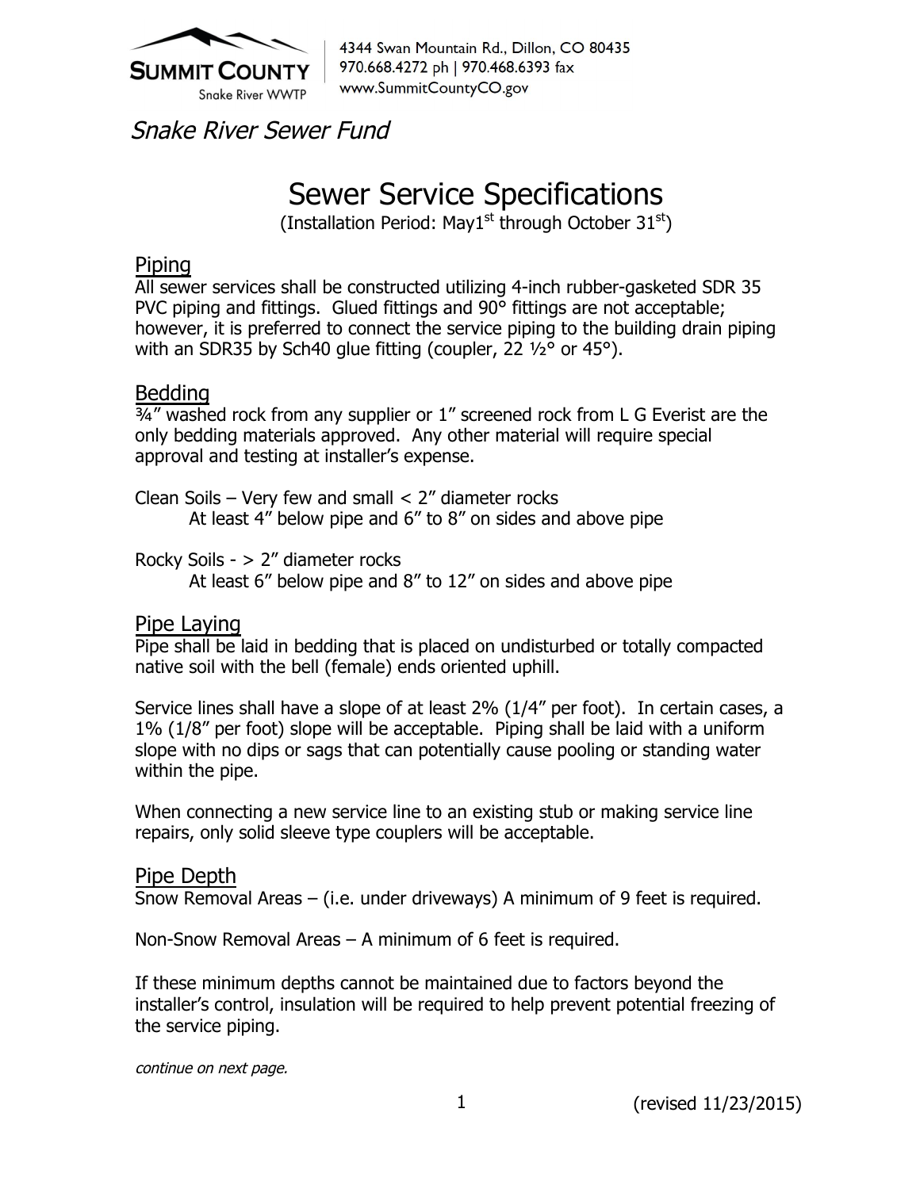SUMMIT COUNTY
Snake River WWTP

4344 Swan Mountain Rd., Dillon, CO 80435
970.668.4272 ph | 970.468.6393 fax
www.SummitCountyCO.gov

*Snake River Sewer Fund*

# Sewer Service Specifications

(Installation Period: May1st through October 31st)

## Piping

All sewer services shall be constructed utilizing 4-inch rubber-gasketed SDR 35 PVC piping and fittings. Glued fittings and 90° fittings are not acceptable; however, it is preferred to connect the service piping to the building drain piping with an SDR35 by Sch40 glue fitting (coupler, 22 ½° or 45°).

## Bedding

¾" washed rock from any supplier or 1" screened rock from L G Everist are the only bedding materials approved. Any other material will require special approval and testing at installer's expense.

Clean Soils – Very few and small < 2" diameter rocks
At least 4" below pipe and 6" to 8" on sides and above pipe

Rocky Soils - > 2" diameter rocks
At least 6" below pipe and 8" to 12" on sides and above pipe

## Pipe Laying

Pipe shall be laid in bedding that is placed on undisturbed or totally compacted native soil with the bell (female) ends oriented uphill.

Service lines shall have a slope of at least 2% (1/4" per foot). In certain cases, a 1% (1/8" per foot) slope will be acceptable. Piping shall be laid with a uniform slope with no dips or sags that can potentially cause pooling or standing water within the pipe.

When connecting a new service line to an existing stub or making service line repairs, only solid sleeve type couplers will be acceptable.

## Pipe Depth

Snow Removal Areas – (i.e. under driveways) A minimum of 9 feet is required.

Non-Snow Removal Areas – A minimum of 6 feet is required.

If these minimum depths cannot be maintained due to factors beyond the installer's control, insulation will be required to help prevent potential freezing of the service piping.

*continue on next page.*

(revised 11/23/2015)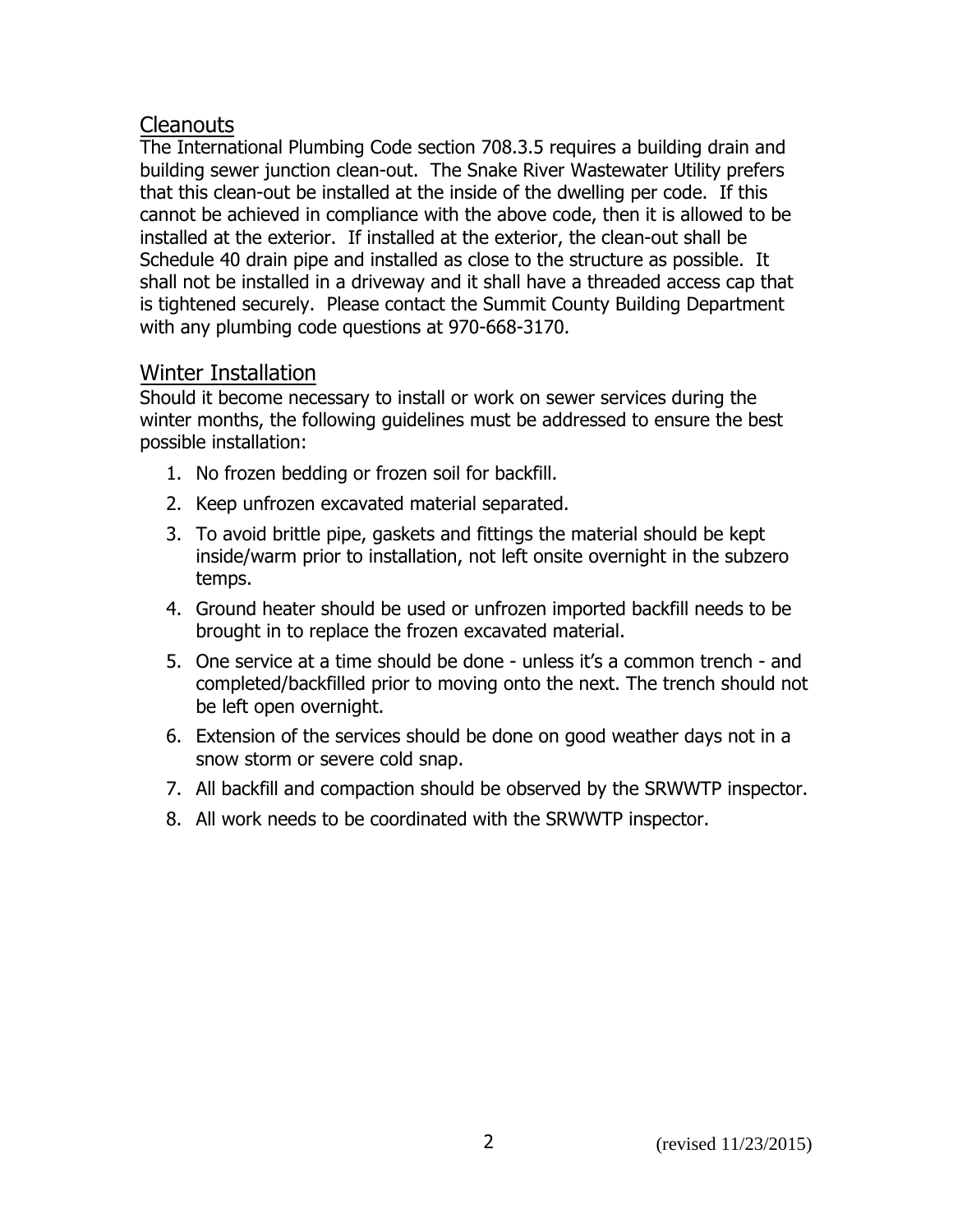## Cleanouts

The International Plumbing Code section 708.3.5 requires a building drain and building sewer junction clean-out. The Snake River Wastewater Utility prefers that this clean-out be installed at the inside of the dwelling per code. If this cannot be achieved in compliance with the above code, then it is allowed to be installed at the exterior. If installed at the exterior, the clean-out shall be Schedule 40 drain pipe and installed as close to the structure as possible. It shall not be installed in a driveway and it shall have a threaded access cap that is tightened securely. Please contact the Summit County Building Department with any plumbing code questions at 970-668-3170.

## Winter Installation

Should it become necessary to install or work on sewer services during the winter months, the following guidelines must be addressed to ensure the best possible installation:

1. No frozen bedding or frozen soil for backfill.
2. Keep unfrozen excavated material separated.
3. To avoid brittle pipe, gaskets and fittings the material should be kept inside/warm prior to installation, not left onsite overnight in the subzero temps.
4. Ground heater should be used or unfrozen imported backfill needs to be brought in to replace the frozen excavated material.
5. One service at a time should be done - unless it's a common trench - and completed/backfilled prior to moving onto the next. The trench should not be left open overnight.
6. Extension of the services should be done on good weather days not in a snow storm or severe cold snap.
7. All backfill and compaction should be observed by the SRWWTP inspector.
8. All work needs to be coordinated with the SRWWTP inspector.

(revised 11/23/2015)